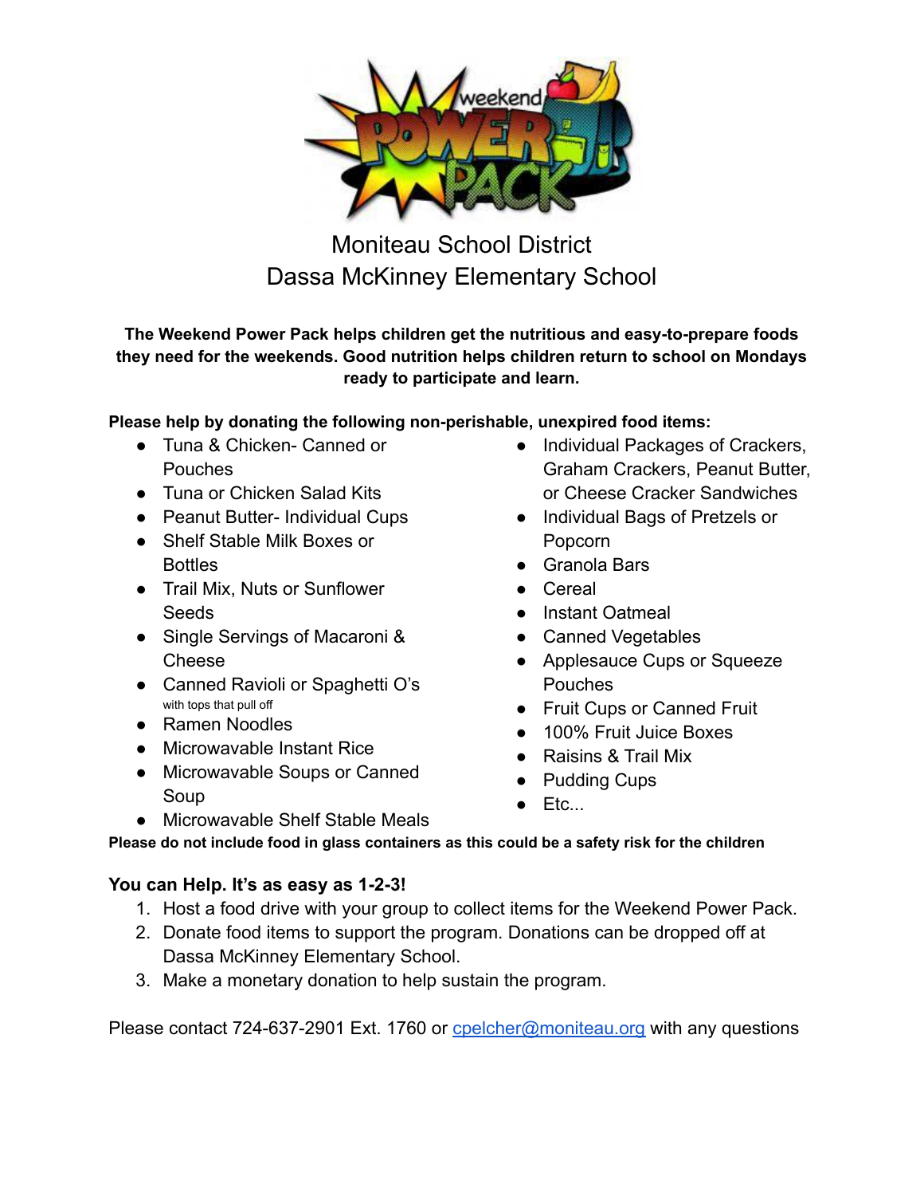# Moniteau School District
# Dassa McKinney Elementary School

**The Weekend Power Pack helps children get the nutritious and easy-to-prepare foods they need for the weekends. Good nutrition helps children return to school on Mondays ready to participate and learn.**

**Please help by donating the following non-perishable, unexpired food items:**

- Tuna & Chicken- Canned or Pouches
- Tuna or Chicken Salad Kits
- Peanut Butter- Individual Cups
- Shelf Stable Milk Boxes or Bottles
- Trail Mix, Nuts or Sunflower Seeds
- Single Servings of Macaroni & Cheese
- Canned Ravioli or Spaghetti O's with tops that pull off
- Ramen Noodles
- Microwavable Instant Rice
- Microwavable Soups or Canned Soup
- Microwavable Shelf Stable Meals
- Individual Packages of Crackers, Graham Crackers, Peanut Butter, or Cheese Cracker Sandwiches
- Individual Bags of Pretzels or Popcorn
- Granola Bars
- Cereal
- Instant Oatmeal
- Canned Vegetables
- Applesauce Cups or Squeeze Pouches
- Fruit Cups or Canned Fruit
- 100% Fruit Juice Boxes
- Raisins & Trail Mix
- Pudding Cups
- Etc...

**Please do not include food in glass containers as this could be a safety risk for the children**

**You can Help. It's as easy as 1-2-3!**

1. Host a food drive with your group to collect items for the Weekend Power Pack.
2. Donate food items to support the program. Donations can be dropped off at Dassa McKinney Elementary School.
3. Make a monetary donation to help sustain the program.

Please contact 724-637-2901 Ext. 1760 or cpelcher@moniteau.org with any questions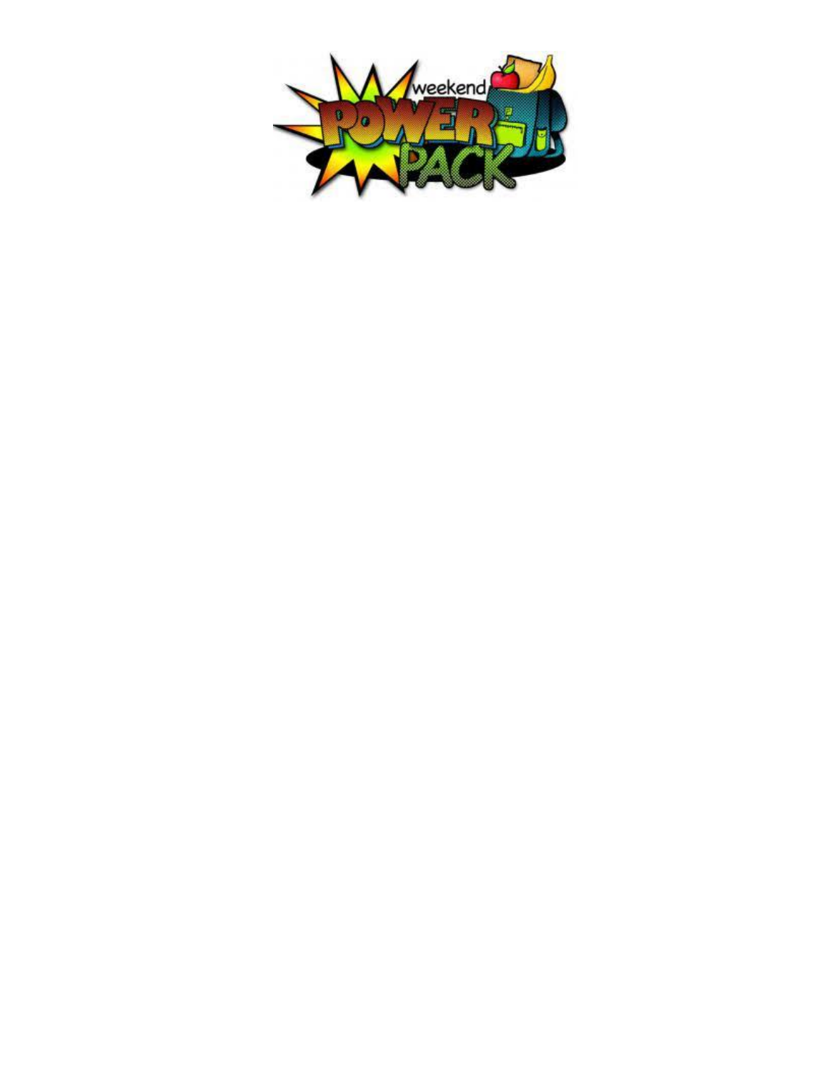weekend POWER PACK